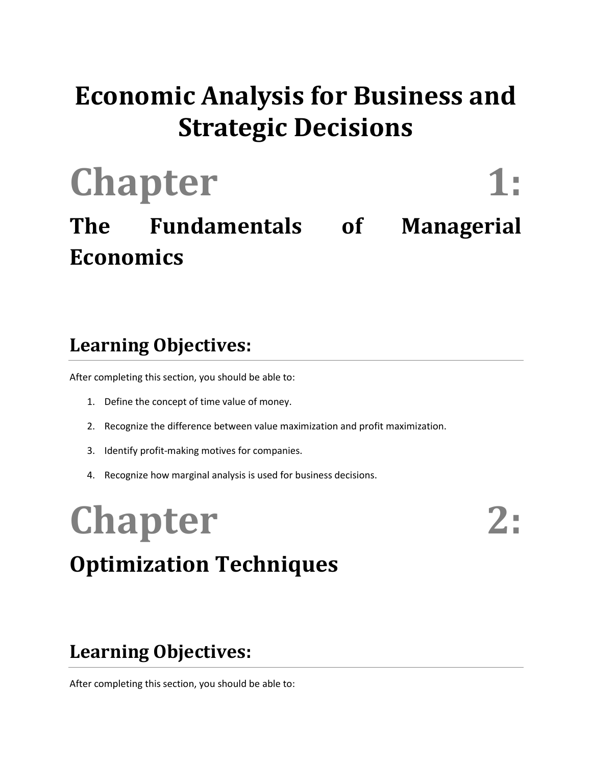# Economic Analysis for Business and Strategic Decisions

# Chapter 1:

## The Fundamentals of Managerial Economics

### Learning Objectives:

After completing this section, you should be able to:

1. Define the concept of time value of money.
2. Recognize the difference between value maximization and profit maximization.
3. Identify profit-making motives for companies.
4. Recognize how marginal analysis is used for business decisions.

# Chapter 2:

## Optimization Techniques

### Learning Objectives:

After completing this section, you should be able to: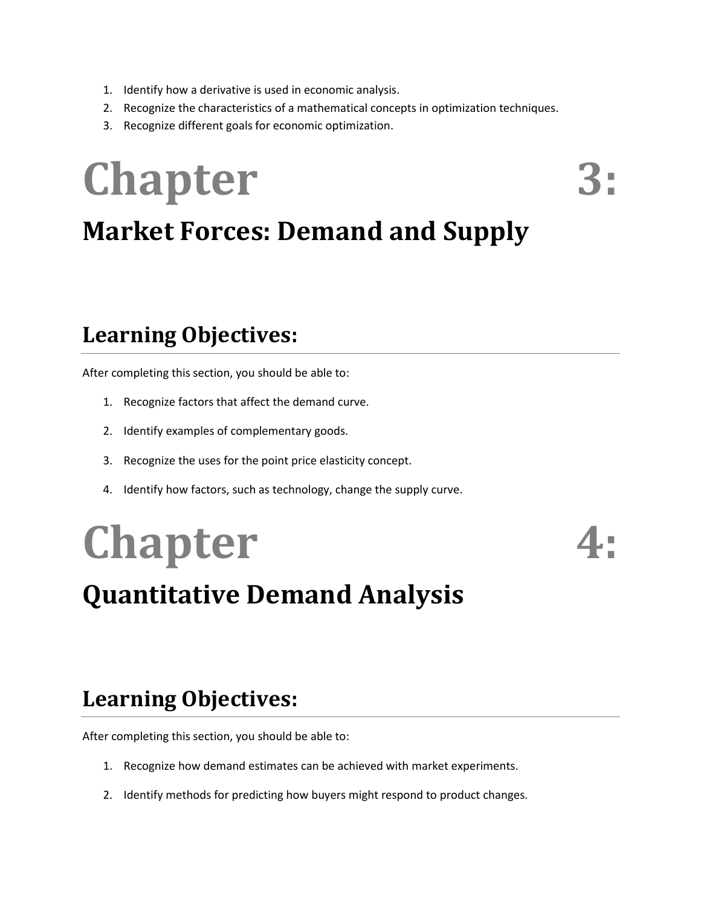1. Identify how a derivative is used in economic analysis.
2. Recognize the characteristics of a mathematical concepts in optimization techniques.
3. Recognize different goals for economic optimization.

# Chapter 3:

## Market Forces: Demand and Supply

## Learning Objectives:

After completing this section, you should be able to:

1. Recognize factors that affect the demand curve.
2. Identify examples of complementary goods.
3. Recognize the uses for the point price elasticity concept.
4. Identify how factors, such as technology, change the supply curve.

# Chapter 4:

## Quantitative Demand Analysis

## Learning Objectives:

After completing this section, you should be able to:

1. Recognize how demand estimates can be achieved with market experiments.
2. Identify methods for predicting how buyers might respond to product changes.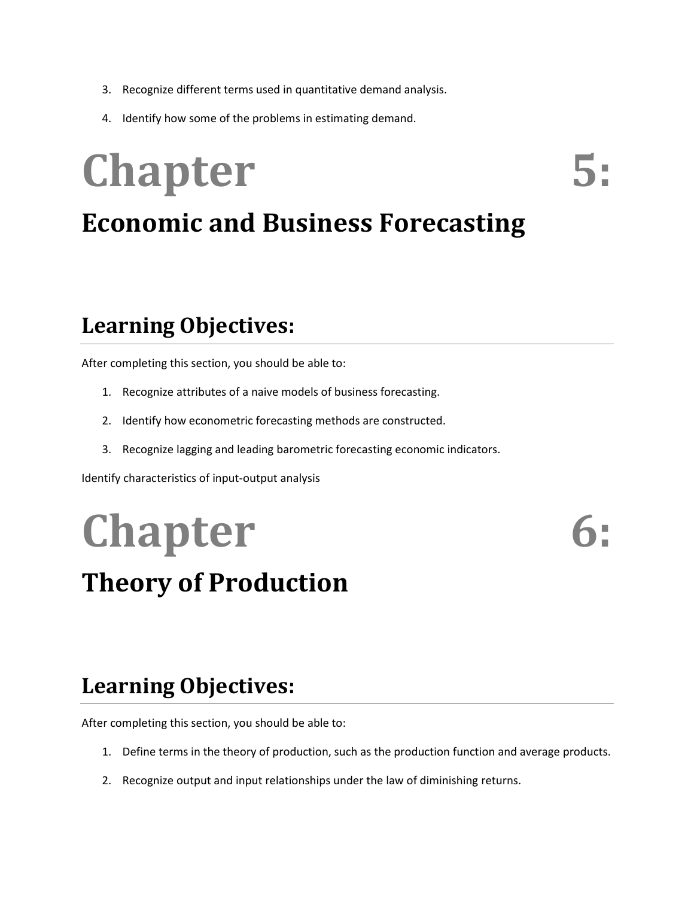3. Recognize different terms used in quantitative demand analysis.

4. Identify how some of the problems in estimating demand.

# Chapter 5:

## Economic and Business Forecasting

## Learning Objectives:

After completing this section, you should be able to:

1. Recognize attributes of a naive models of business forecasting.

2. Identify how econometric forecasting methods are constructed.

3. Recognize lagging and leading barometric forecasting economic indicators.

Identify characteristics of input-output analysis

# Chapter 6:

## Theory of Production

## Learning Objectives:

After completing this section, you should be able to:

1. Define terms in the theory of production, such as the production function and average products.

2. Recognize output and input relationships under the law of diminishing returns.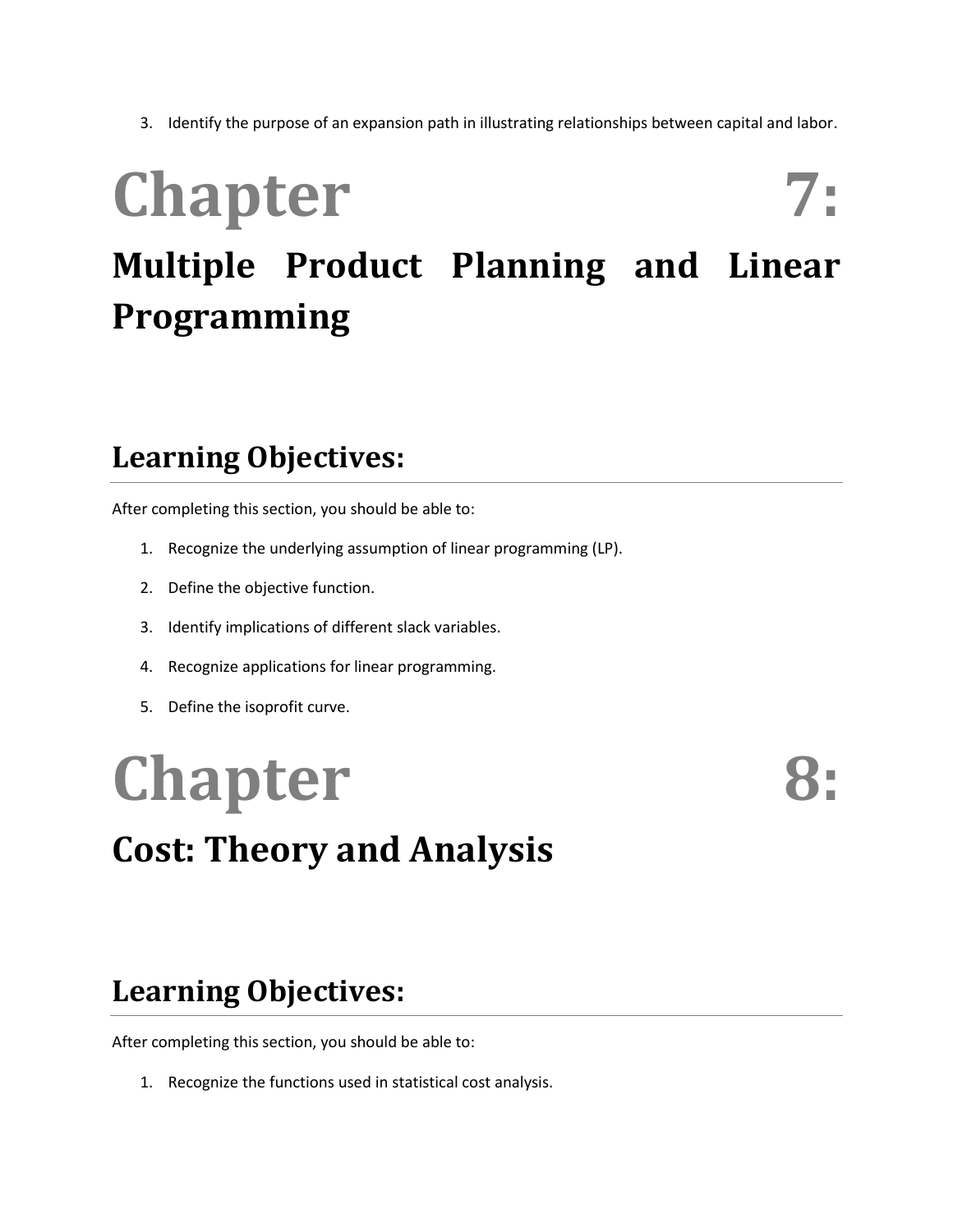3. Identify the purpose of an expansion path in illustrating relationships between capital and labor.

# Chapter 7: Multiple Product Planning and Linear Programming

## Learning Objectives:

After completing this section, you should be able to:

1. Recognize the underlying assumption of linear programming (LP).
2. Define the objective function.
3. Identify implications of different slack variables.
4. Recognize applications for linear programming.
5. Define the isoprofit curve.

# Chapter 8: Cost: Theory and Analysis

## Learning Objectives:

After completing this section, you should be able to:

1. Recognize the functions used in statistical cost analysis.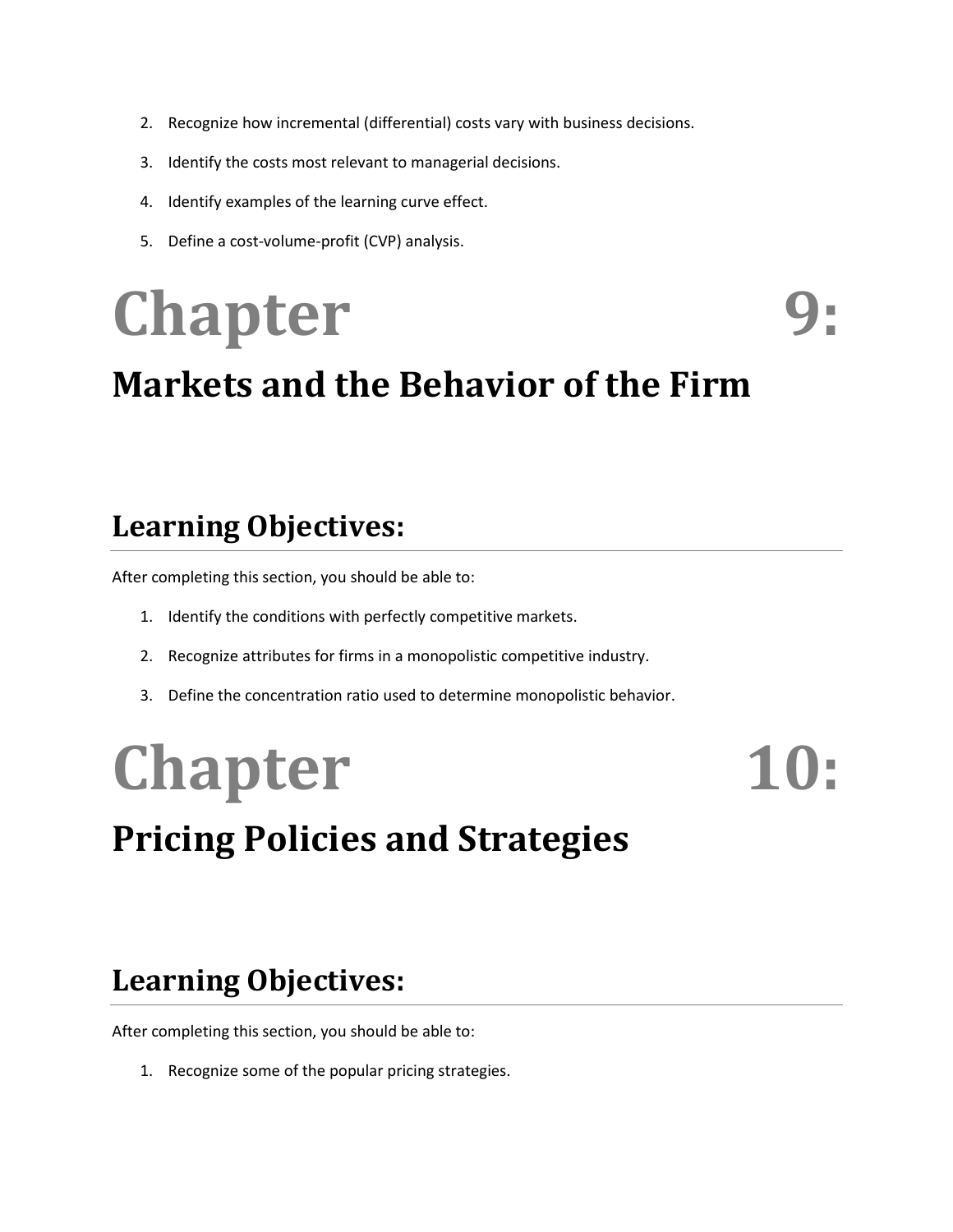2. Recognize how incremental (differential) costs vary with business decisions.
3. Identify the costs most relevant to managerial decisions.
4. Identify examples of the learning curve effect.
5. Define a cost-volume-profit (CVP) analysis.

# Chapter 9: Markets and the Behavior of the Firm

## Learning Objectives:

After completing this section, you should be able to:

1. Identify the conditions with perfectly competitive markets.
2. Recognize attributes for firms in a monopolistic competitive industry.
3. Define the concentration ratio used to determine monopolistic behavior.

# Chapter 10: Pricing Policies and Strategies

## Learning Objectives:

After completing this section, you should be able to:

1. Recognize some of the popular pricing strategies.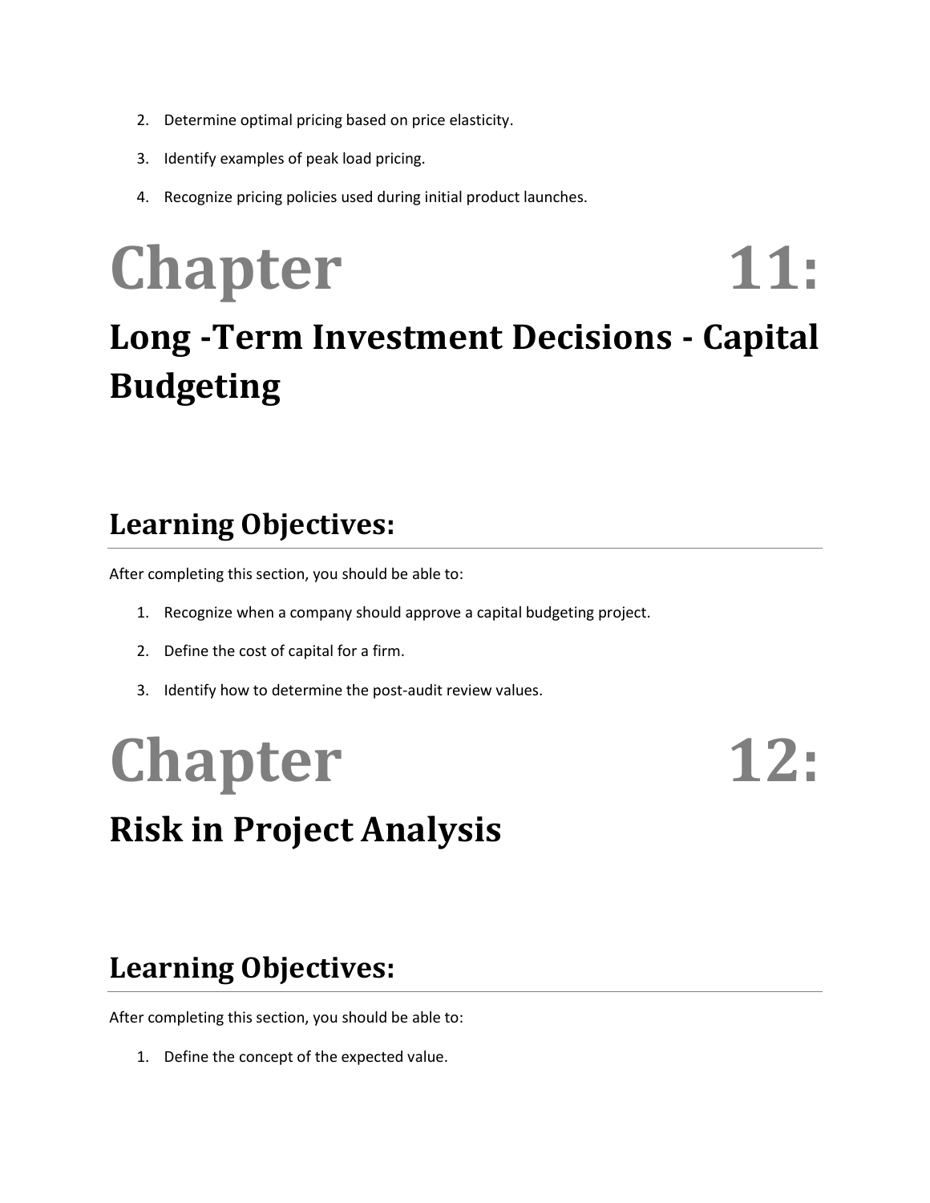2. Determine optimal pricing based on price elasticity.
3. Identify examples of peak load pricing.
4. Recognize pricing policies used during initial product launches.

# Chapter 11:

## Long -Term Investment Decisions - Capital Budgeting

## Learning Objectives:

After completing this section, you should be able to:

1. Recognize when a company should approve a capital budgeting project.
2. Define the cost of capital for a firm.
3. Identify how to determine the post-audit review values.

# Chapter 12:

## Risk in Project Analysis

## Learning Objectives:

After completing this section, you should be able to:

1. Define the concept of the expected value.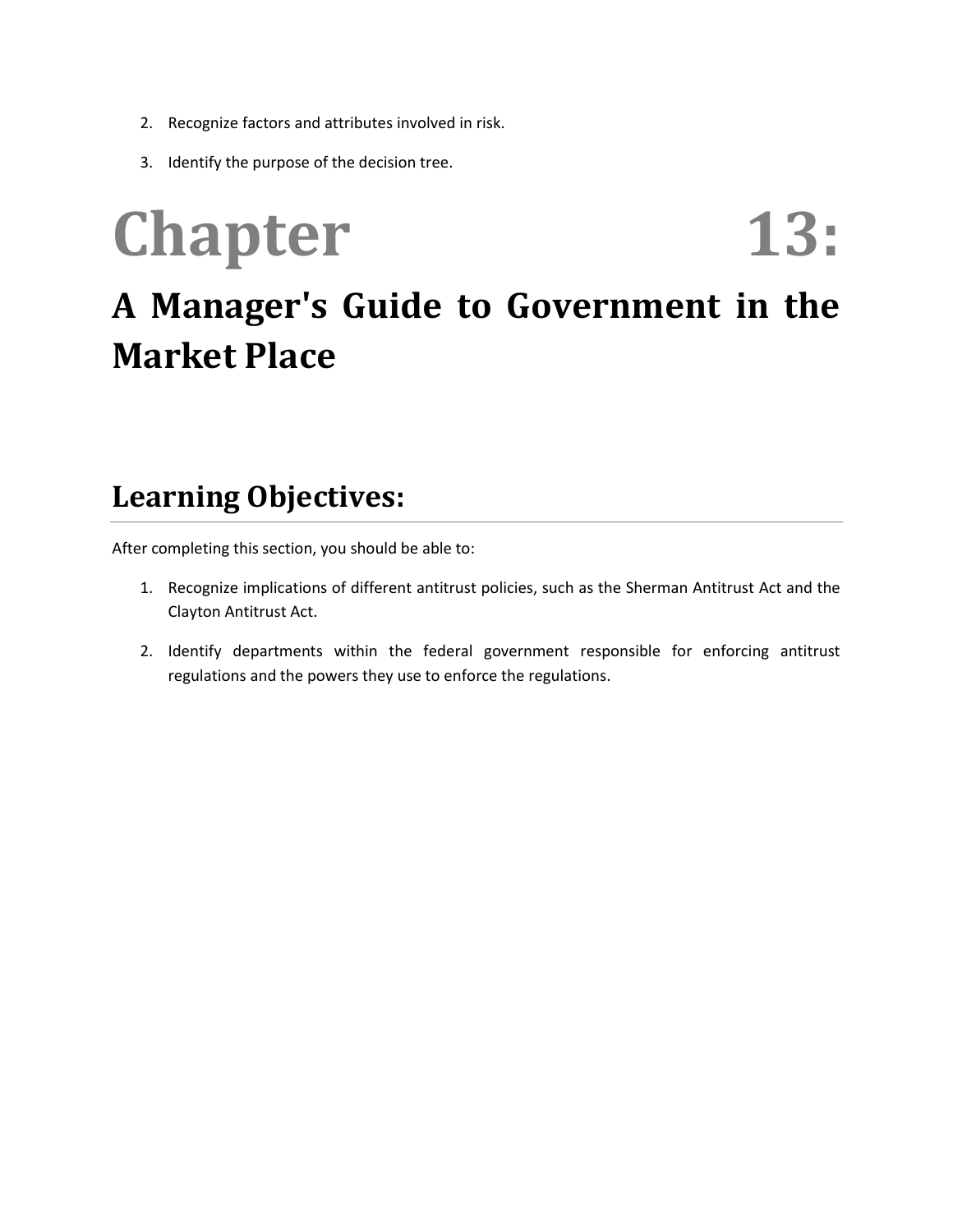2. Recognize factors and attributes involved in risk.
3. Identify the purpose of the decision tree.

# Chapter 13:

# A Manager's Guide to Government in the Market Place

## Learning Objectives:

After completing this section, you should be able to:

1. Recognize implications of different antitrust policies, such as the Sherman Antitrust Act and the Clayton Antitrust Act.
2. Identify departments within the federal government responsible for enforcing antitrust regulations and the powers they use to enforce the regulations.